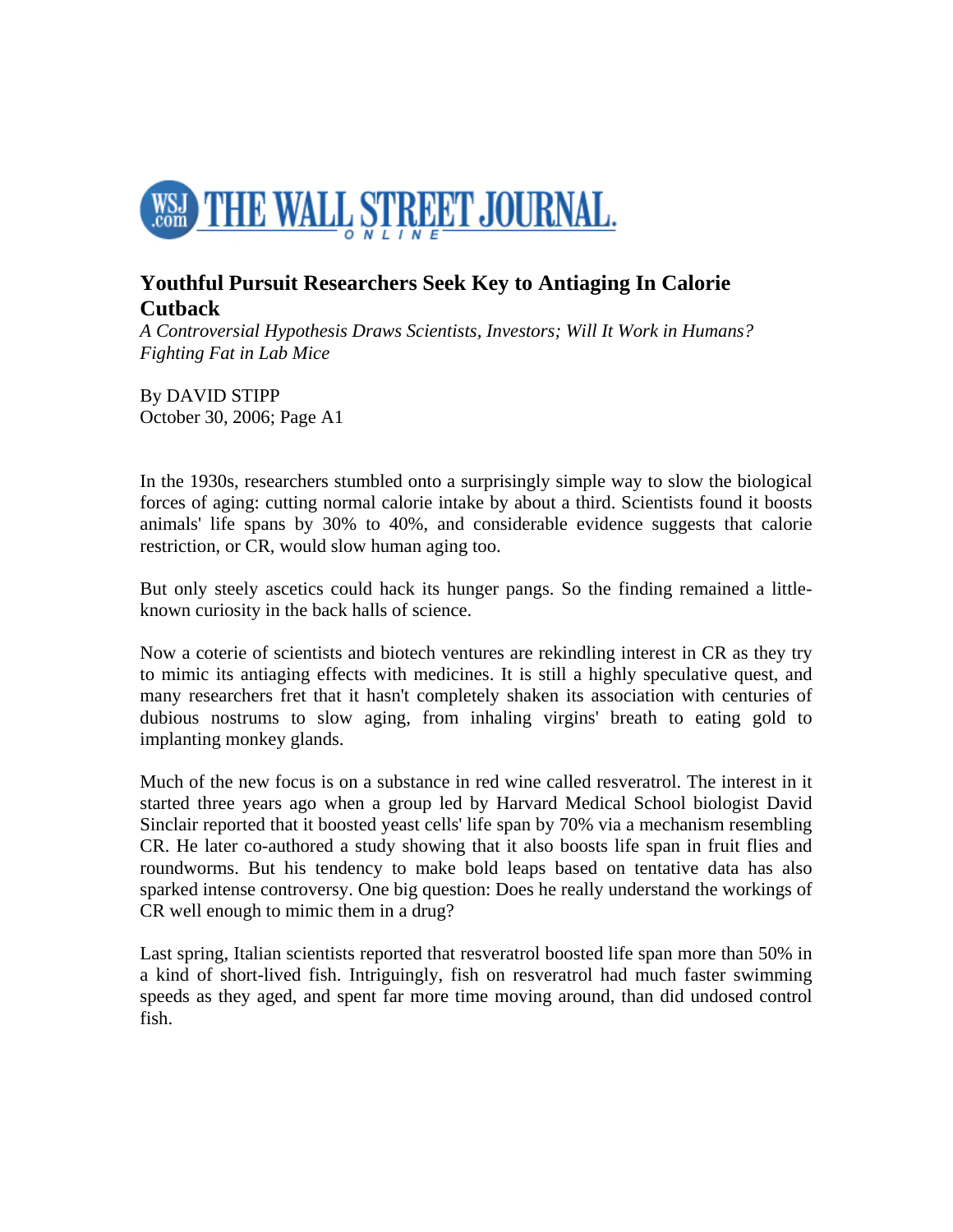# THE WALL STREET JOURNAL ONLINE

## Youthful Pursuit Researchers Seek Key to Antiaging In Calorie Cutback

*A Controversial Hypothesis Draws Scientists, Investors; Will It Work in Humans? Fighting Fat in Lab Mice*

By DAVID STIPP
October 30, 2006; Page A1

In the 1930s, researchers stumbled onto a surprisingly simple way to slow the biological forces of aging: cutting normal calorie intake by about a third. Scientists found it boosts animals' life spans by 30% to 40%, and considerable evidence suggests that calorie restriction, or CR, would slow human aging too.

But only steely ascetics could hack its hunger pangs. So the finding remained a little-known curiosity in the back halls of science.

Now a coterie of scientists and biotech ventures are rekindling interest in CR as they try to mimic its antiaging effects with medicines. It is still a highly speculative quest, and many researchers fret that it hasn't completely shaken its association with centuries of dubious nostrums to slow aging, from inhaling virgins' breath to eating gold to implanting monkey glands.

Much of the new focus is on a substance in red wine called resveratrol. The interest in it started three years ago when a group led by Harvard Medical School biologist David Sinclair reported that it boosted yeast cells' life span by 70% via a mechanism resembling CR. He later co-authored a study showing that it also boosts life span in fruit flies and roundworms. But his tendency to make bold leaps based on tentative data has also sparked intense controversy. One big question: Does he really understand the workings of CR well enough to mimic them in a drug?

Last spring, Italian scientists reported that resveratrol boosted life span more than 50% in a kind of short-lived fish. Intriguingly, fish on resveratrol had much faster swimming speeds as they aged, and spent far more time moving around, than did undosed control fish.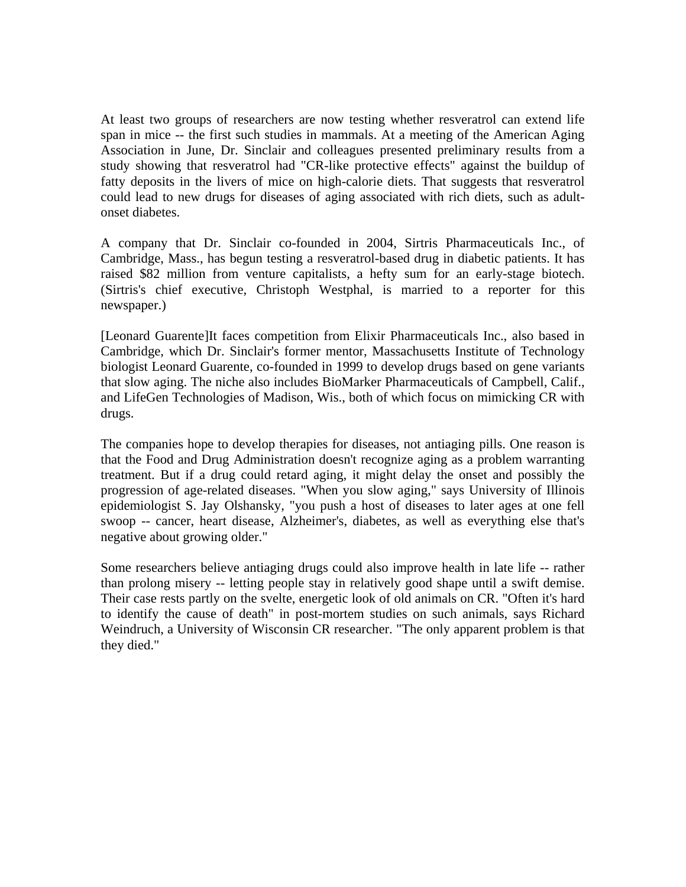At least two groups of researchers are now testing whether resveratrol can extend life span in mice -- the first such studies in mammals. At a meeting of the American Aging Association in June, Dr. Sinclair and colleagues presented preliminary results from a study showing that resveratrol had "CR-like protective effects" against the buildup of fatty deposits in the livers of mice on high-calorie diets. That suggests that resveratrol could lead to new drugs for diseases of aging associated with rich diets, such as adult-onset diabetes.

A company that Dr. Sinclair co-founded in 2004, Sirtris Pharmaceuticals Inc., of Cambridge, Mass., has begun testing a resveratrol-based drug in diabetic patients. It has raised $82 million from venture capitalists, a hefty sum for an early-stage biotech. (Sirtris's chief executive, Christoph Westphal, is married to a reporter for this newspaper.)

[Leonard Guarente]It faces competition from Elixir Pharmaceuticals Inc., also based in Cambridge, which Dr. Sinclair's former mentor, Massachusetts Institute of Technology biologist Leonard Guarente, co-founded in 1999 to develop drugs based on gene variants that slow aging. The niche also includes BioMarker Pharmaceuticals of Campbell, Calif., and LifeGen Technologies of Madison, Wis., both of which focus on mimicking CR with drugs.

The companies hope to develop therapies for diseases, not antiaging pills. One reason is that the Food and Drug Administration doesn't recognize aging as a problem warranting treatment. But if a drug could retard aging, it might delay the onset and possibly the progression of age-related diseases. "When you slow aging," says University of Illinois epidemiologist S. Jay Olshansky, "you push a host of diseases to later ages at one fell swoop -- cancer, heart disease, Alzheimer's, diabetes, as well as everything else that's negative about growing older."

Some researchers believe antiaging drugs could also improve health in late life -- rather than prolong misery -- letting people stay in relatively good shape until a swift demise. Their case rests partly on the svelte, energetic look of old animals on CR. "Often it's hard to identify the cause of death" in post-mortem studies on such animals, says Richard Weindruch, a University of Wisconsin CR researcher. "The only apparent problem is that they died."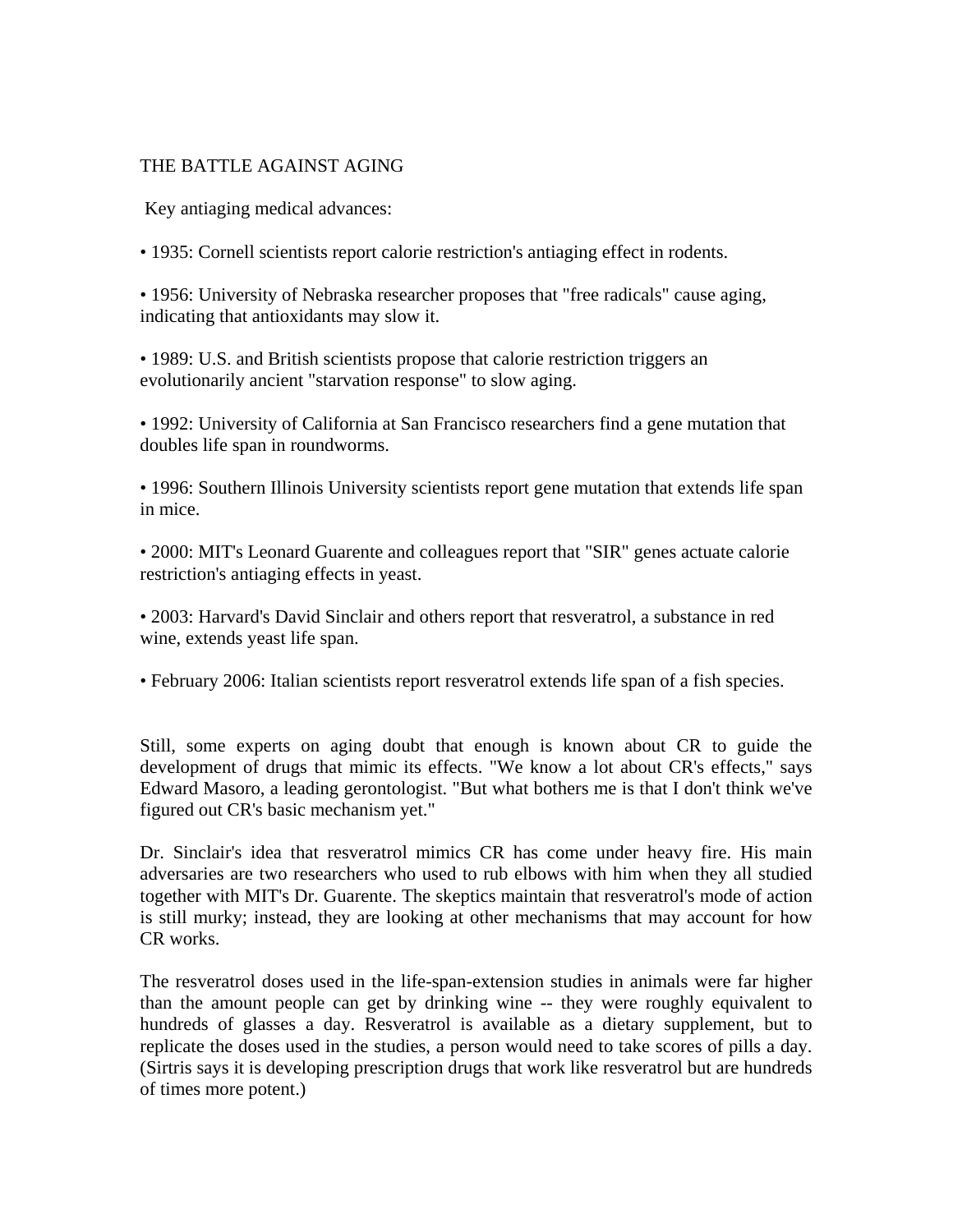THE BATTLE AGAINST AGING

Key antiaging medical advances:

• 1935: Cornell scientists report calorie restriction's antiaging effect in rodents.

• 1956: University of Nebraska researcher proposes that "free radicals" cause aging, indicating that antioxidants may slow it.

• 1989: U.S. and British scientists propose that calorie restriction triggers an evolutionarily ancient "starvation response" to slow aging.

• 1992: University of California at San Francisco researchers find a gene mutation that doubles life span in roundworms.

• 1996: Southern Illinois University scientists report gene mutation that extends life span in mice.

• 2000: MIT's Leonard Guarente and colleagues report that "SIR" genes actuate calorie restriction's antiaging effects in yeast.

• 2003: Harvard's David Sinclair and others report that resveratrol, a substance in red wine, extends yeast life span.

• February 2006: Italian scientists report resveratrol extends life span of a fish species.

Still, some experts on aging doubt that enough is known about CR to guide the development of drugs that mimic its effects. "We know a lot about CR's effects," says Edward Masoro, a leading gerontologist. "But what bothers me is that I don't think we've figured out CR's basic mechanism yet."

Dr. Sinclair's idea that resveratrol mimics CR has come under heavy fire. His main adversaries are two researchers who used to rub elbows with him when they all studied together with MIT's Dr. Guarente. The skeptics maintain that resveratrol's mode of action is still murky; instead, they are looking at other mechanisms that may account for how CR works.

The resveratrol doses used in the life-span-extension studies in animals were far higher than the amount people can get by drinking wine -- they were roughly equivalent to hundreds of glasses a day. Resveratrol is available as a dietary supplement, but to replicate the doses used in the studies, a person would need to take scores of pills a day. (Sirtris says it is developing prescription drugs that work like resveratrol but are hundreds of times more potent.)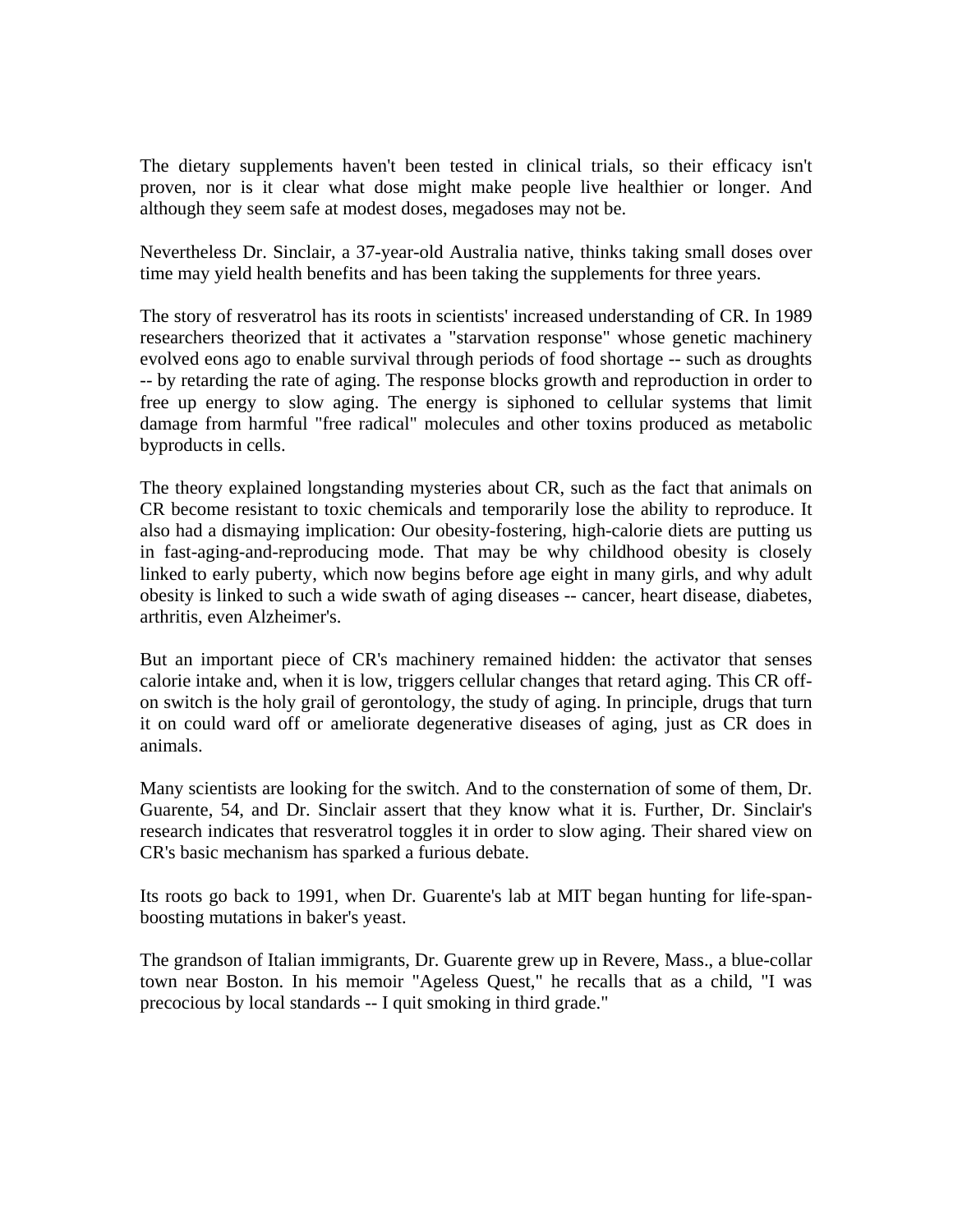The dietary supplements haven't been tested in clinical trials, so their efficacy isn't proven, nor is it clear what dose might make people live healthier or longer. And although they seem safe at modest doses, megadoses may not be.

Nevertheless Dr. Sinclair, a 37-year-old Australia native, thinks taking small doses over time may yield health benefits and has been taking the supplements for three years.

The story of resveratrol has its roots in scientists' increased understanding of CR. In 1989 researchers theorized that it activates a "starvation response" whose genetic machinery evolved eons ago to enable survival through periods of food shortage -- such as droughts -- by retarding the rate of aging. The response blocks growth and reproduction in order to free up energy to slow aging. The energy is siphoned to cellular systems that limit damage from harmful "free radical" molecules and other toxins produced as metabolic byproducts in cells.

The theory explained longstanding mysteries about CR, such as the fact that animals on CR become resistant to toxic chemicals and temporarily lose the ability to reproduce. It also had a dismaying implication: Our obesity-fostering, high-calorie diets are putting us in fast-aging-and-reproducing mode. That may be why childhood obesity is closely linked to early puberty, which now begins before age eight in many girls, and why adult obesity is linked to such a wide swath of aging diseases -- cancer, heart disease, diabetes, arthritis, even Alzheimer's.

But an important piece of CR's machinery remained hidden: the activator that senses calorie intake and, when it is low, triggers cellular changes that retard aging. This CR off-on switch is the holy grail of gerontology, the study of aging. In principle, drugs that turn it on could ward off or ameliorate degenerative diseases of aging, just as CR does in animals.

Many scientists are looking for the switch. And to the consternation of some of them, Dr. Guarente, 54, and Dr. Sinclair assert that they know what it is. Further, Dr. Sinclair's research indicates that resveratrol toggles it in order to slow aging. Their shared view on CR's basic mechanism has sparked a furious debate.

Its roots go back to 1991, when Dr. Guarente's lab at MIT began hunting for life-span-boosting mutations in baker's yeast.

The grandson of Italian immigrants, Dr. Guarente grew up in Revere, Mass., a blue-collar town near Boston. In his memoir "Ageless Quest," he recalls that as a child, "I was precocious by local standards -- I quit smoking in third grade."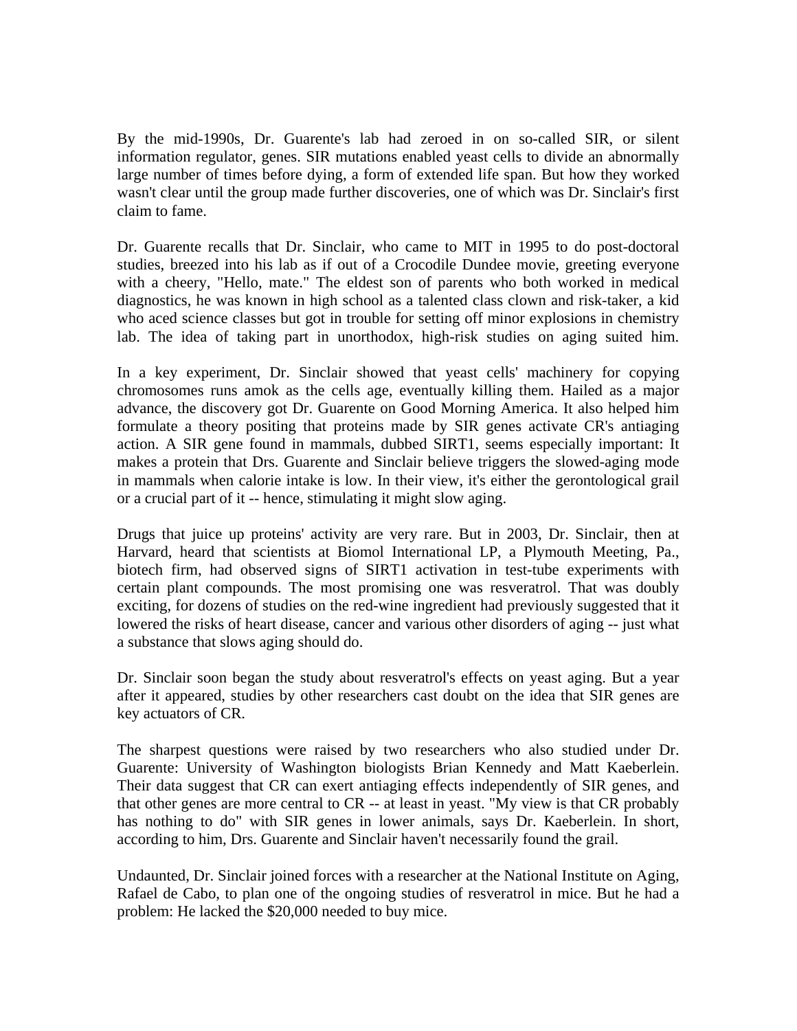By the mid-1990s, Dr. Guarente's lab had zeroed in on so-called SIR, or silent information regulator, genes. SIR mutations enabled yeast cells to divide an abnormally large number of times before dying, a form of extended life span. But how they worked wasn't clear until the group made further discoveries, one of which was Dr. Sinclair's first claim to fame.

Dr. Guarente recalls that Dr. Sinclair, who came to MIT in 1995 to do post-doctoral studies, breezed into his lab as if out of a Crocodile Dundee movie, greeting everyone with a cheery, "Hello, mate." The eldest son of parents who both worked in medical diagnostics, he was known in high school as a talented class clown and risk-taker, a kid who aced science classes but got in trouble for setting off minor explosions in chemistry lab. The idea of taking part in unorthodox, high-risk studies on aging suited him.

In a key experiment, Dr. Sinclair showed that yeast cells' machinery for copying chromosomes runs amok as the cells age, eventually killing them. Hailed as a major advance, the discovery got Dr. Guarente on Good Morning America. It also helped him formulate a theory positing that proteins made by SIR genes activate CR's antiaging action. A SIR gene found in mammals, dubbed SIRT1, seems especially important: It makes a protein that Drs. Guarente and Sinclair believe triggers the slowed-aging mode in mammals when calorie intake is low. In their view, it's either the gerontological grail or a crucial part of it -- hence, stimulating it might slow aging.

Drugs that juice up proteins' activity are very rare. But in 2003, Dr. Sinclair, then at Harvard, heard that scientists at Biomol International LP, a Plymouth Meeting, Pa., biotech firm, had observed signs of SIRT1 activation in test-tube experiments with certain plant compounds. The most promising one was resveratrol. That was doubly exciting, for dozens of studies on the red-wine ingredient had previously suggested that it lowered the risks of heart disease, cancer and various other disorders of aging -- just what a substance that slows aging should do.

Dr. Sinclair soon began the study about resveratrol's effects on yeast aging. But a year after it appeared, studies by other researchers cast doubt on the idea that SIR genes are key actuators of CR.

The sharpest questions were raised by two researchers who also studied under Dr. Guarente: University of Washington biologists Brian Kennedy and Matt Kaeberlein. Their data suggest that CR can exert antiaging effects independently of SIR genes, and that other genes are more central to CR -- at least in yeast. "My view is that CR probably has nothing to do" with SIR genes in lower animals, says Dr. Kaeberlein. In short, according to him, Drs. Guarente and Sinclair haven't necessarily found the grail.

Undaunted, Dr. Sinclair joined forces with a researcher at the National Institute on Aging, Rafael de Cabo, to plan one of the ongoing studies of resveratrol in mice. But he had a problem: He lacked the $20,000 needed to buy mice.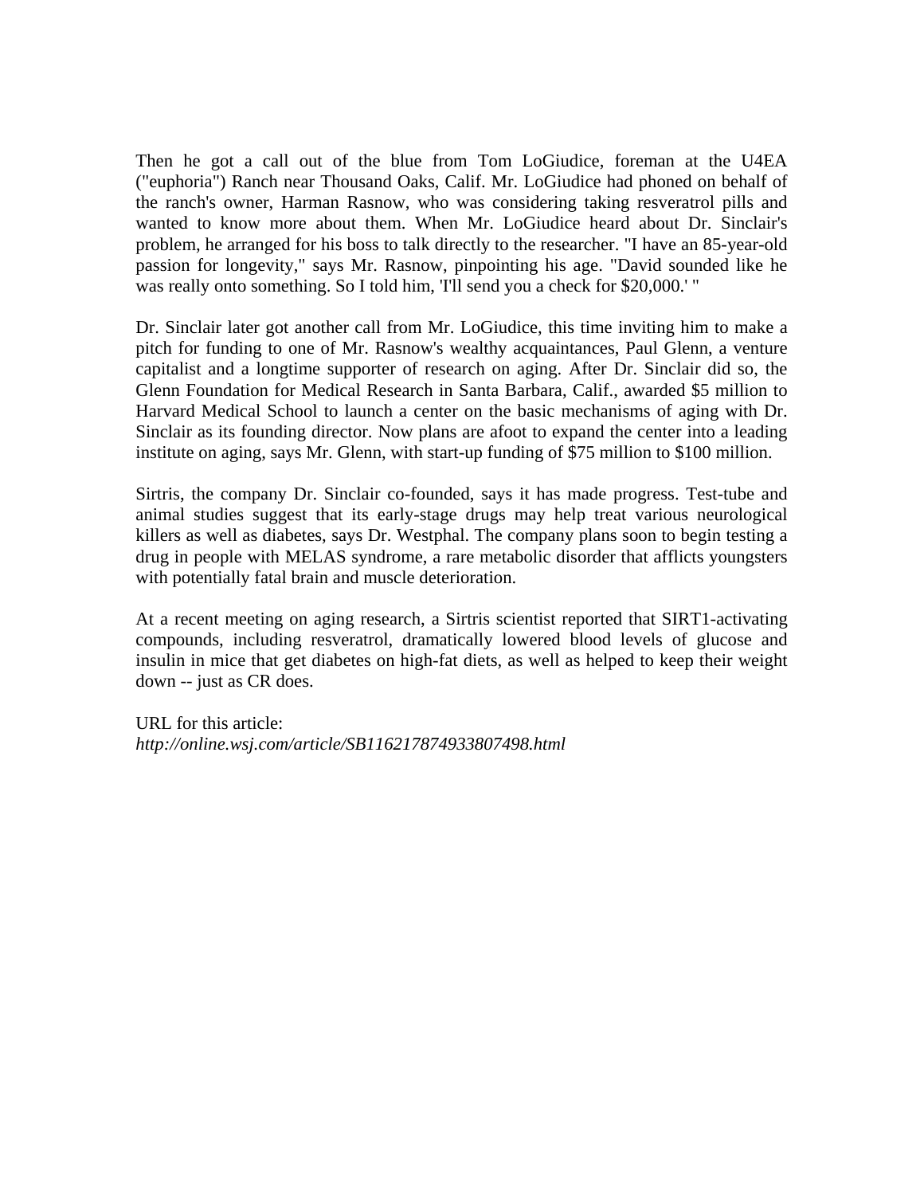Then he got a call out of the blue from Tom LoGiudice, foreman at the U4EA ("euphoria") Ranch near Thousand Oaks, Calif. Mr. LoGiudice had phoned on behalf of the ranch's owner, Harman Rasnow, who was considering taking resveratrol pills and wanted to know more about them. When Mr. LoGiudice heard about Dr. Sinclair's problem, he arranged for his boss to talk directly to the researcher. "I have an 85-year-old passion for longevity," says Mr. Rasnow, pinpointing his age. "David sounded like he was really onto something. So I told him, 'I'll send you a check for $20,000.' "

Dr. Sinclair later got another call from Mr. LoGiudice, this time inviting him to make a pitch for funding to one of Mr. Rasnow's wealthy acquaintances, Paul Glenn, a venture capitalist and a longtime supporter of research on aging. After Dr. Sinclair did so, the Glenn Foundation for Medical Research in Santa Barbara, Calif., awarded $5 million to Harvard Medical School to launch a center on the basic mechanisms of aging with Dr. Sinclair as its founding director. Now plans are afoot to expand the center into a leading institute on aging, says Mr. Glenn, with start-up funding of $75 million to $100 million.

Sirtris, the company Dr. Sinclair co-founded, says it has made progress. Test-tube and animal studies suggest that its early-stage drugs may help treat various neurological killers as well as diabetes, says Dr. Westphal. The company plans soon to begin testing a drug in people with MELAS syndrome, a rare metabolic disorder that afflicts youngsters with potentially fatal brain and muscle deterioration.

At a recent meeting on aging research, a Sirtris scientist reported that SIRT1-activating compounds, including resveratrol, dramatically lowered blood levels of glucose and insulin in mice that get diabetes on high-fat diets, as well as helped to keep their weight down -- just as CR does.

URL for this article:
*http://online.wsj.com/article/SB116217874933807498.html*